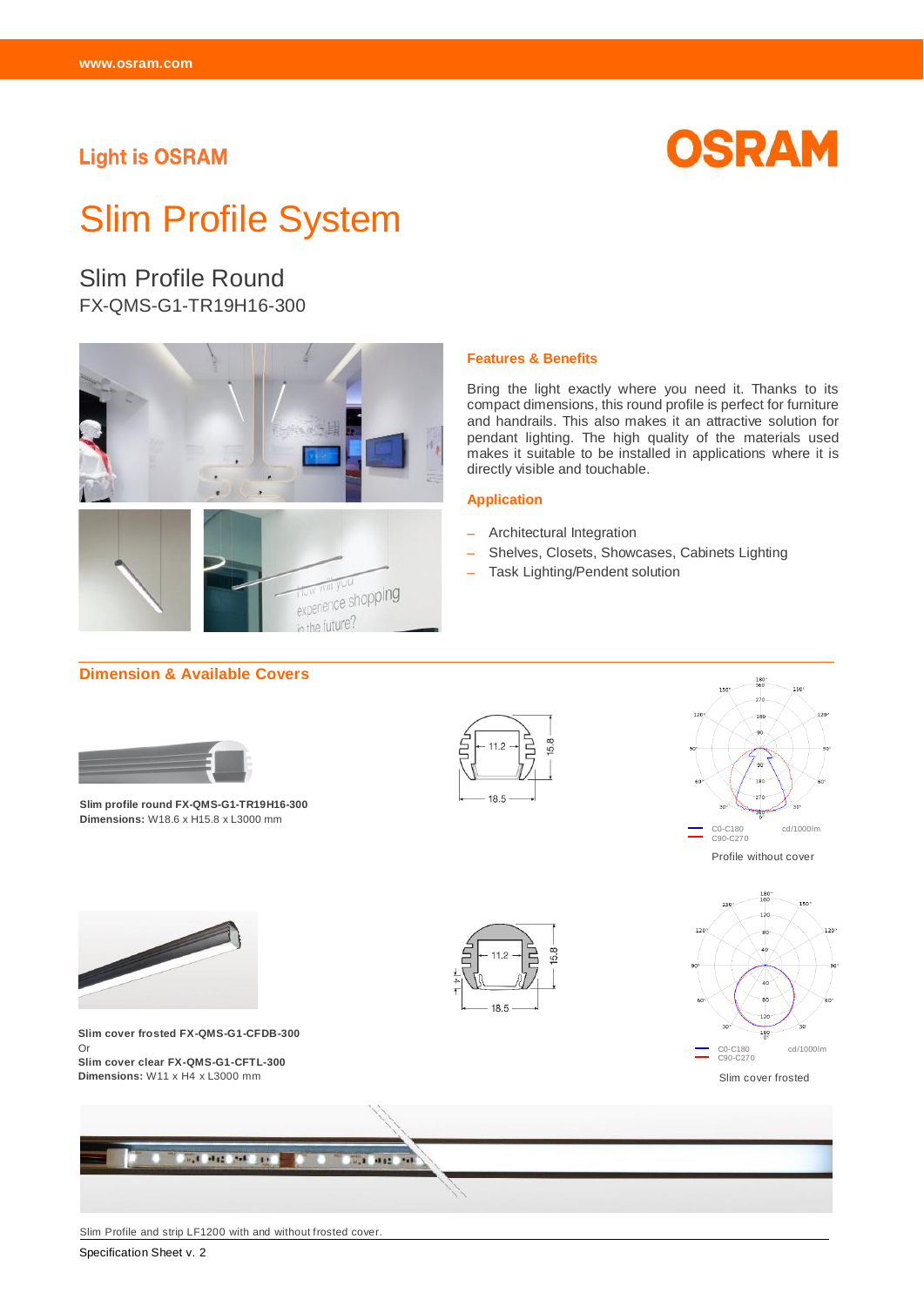Light is OSRAM

OSRAM

# Slim Profile System

## Slim Profile Round

FX-QMS-G1-TR19H16-300

### Features & Benefits

Bring the light exactly where you need it. Thanks to its compact dimensions, this round profile is perfect for furniture and handrails. This also makes it an attractive solution for pendant lighting. The high quality of the materials used makes it suitable to be installed in applications where it is directly visible and touchable.

### Application

- Architectural Integration
- Shelves, Closets, Showcases, Cabinets Lighting
- Task Lighting/Pendent solution

### Dimension & Available Covers

**Slim profile round FX-QMS-G1-TR19H16-300**
**Dimensions:** W18.6 x H15.8 x L3000 mm

11.2
15.8
18.5

C0-C180
C90-C270
cd/1000lm

Profile without cover

**Slim cover frosted FX-QMS-G1-CFDB-300**
Or
**Slim cover clear FX-QMS-G1-CFTL-300**
**Dimensions:** W11 x H4 x L3000 mm

11.2
15.8
18.5

C0-C180
C90-C270
cd/1000lm

Slim cover frosted

Slim Profile and strip LF1200 with and without frosted cover.

Specification Sheet v. 2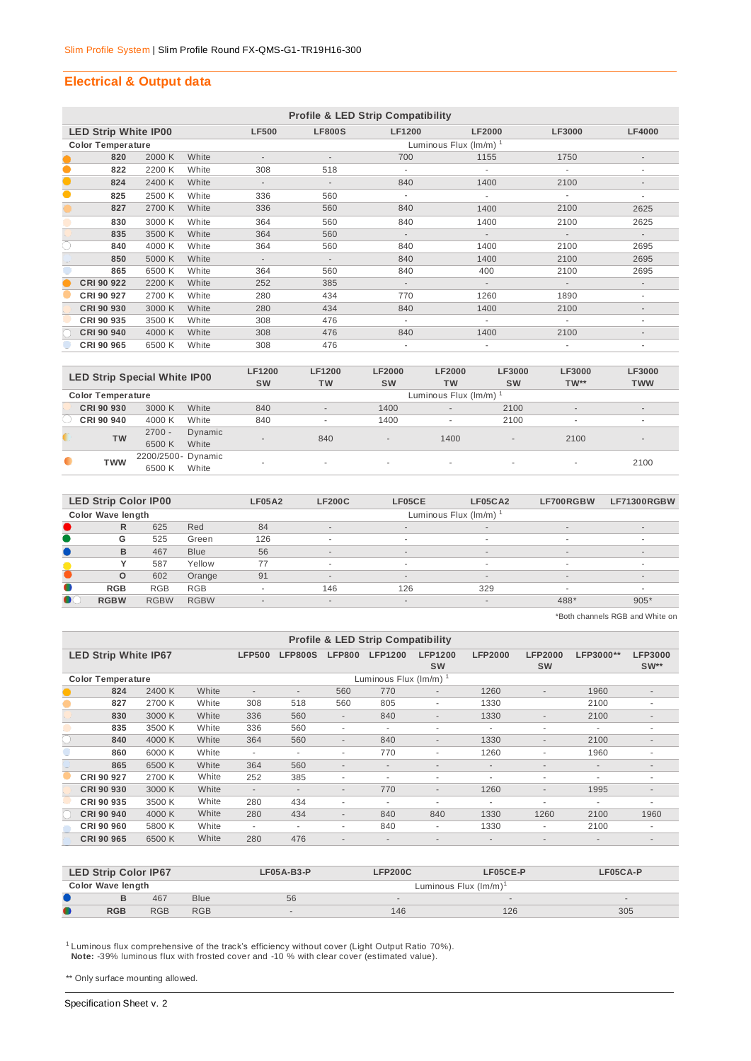## Electrical & Output data

| LED Strip White IP00 | | | LF500 | LF800S | LF1200 | LF2000 | LF3000 | LF4000 |
|---|---|---|---|---|---|---|---|---|
| Color Temperature | | | Luminous Flux (lm/m) [1] | | | | | |
| 820 | 2000 K | White | - | - | 700 | 1155 | 1750 | - |
| 822 | 2200 K | White | 308 | 518 | - | - | - | - |
| 824 | 2400 K | White | - | - | 840 | 1400 | 2100 | - |
| 825 | 2500 K | White | 336 | 560 | - | - | - | - |
| 827 | 2700 K | White | 336 | 560 | 840 | 1400 | 2100 | 2625 |
| 830 | 3000 K | White | 364 | 560 | 840 | 1400 | 2100 | 2625 |
| 835 | 3500 K | White | 364 | 560 | - | - | - | - |
| 840 | 4000 K | White | 364 | 560 | 840 | 1400 | 2100 | 2695 |
| 850 | 5000 K | White | - | - | 840 | 1400 | 2100 | 2695 |
| 865 | 6500 K | White | 364 | 560 | 840 | 400 | 2100 | 2695 |
| CRI 90 922 | 2200 K | White | 252 | 385 | - | - | - | - |
| CRI 90 927 | 2700 K | White | 280 | 434 | 770 | 1260 | 1890 | - |
| CRI 90 930 | 3000 K | White | 280 | 434 | 840 | 1400 | 2100 | - |
| CRI 90 935 | 3500 K | White | 308 | 476 | - | - | - | - |
| CRI 90 940 | 4000 K | White | 308 | 476 | 840 | 1400 | 2100 | - |
| CRI 90 965 | 6500 K | White | 308 | 476 | - | - | - | - |

| LED Strip Special White IP00 | | | LF1200 SW | LF1200 TW | LF2000 SW | LF2000 TW | LF3000 SW | LF3000 TW** | LF3000 TWW |
|---|---|---|---|---|---|---|---|---|---|
| Color Temperature | | | Luminous Flux (lm/m) [1] | | | | | | |
| CRI 90 930 | 3000 K | White | 840 | - | 1400 | - | 2100 | - | - |
| CRI 90 940 | 4000 K | White | 840 | - | 1400 | - | 2100 | - | - |
| TW | 2700 - 6500 K | Dynamic White | - | 840 | - | 1400 | - | 2100 | - |
| TWW | 2200/2500- 6500 K | Dynamic White | - | - | - | - | - | - | 2100 |

| LED Strip Color IP00 | | | LF05A2 | LF200C | LF05CE | LF05CA2 | LF700RGBW | LF71300RGBW |
|---|---|---|---|---|---|---|---|---|
| Color Wave length | | | Luminous Flux (lm/m) [1] | | | | | |
| R | 625 | Red | 84 | - | - | - | - | - |
| G | 525 | Green | 126 | - | - | - | - | - |
| B | 467 | Blue | 56 | - | - | - | - | - |
| Y | 587 | Yellow | 77 | - | - | - | - | - |
| O | 602 | Orange | 91 | - | - | - | - | - |
| RGB | RGB | RGB | - | 146 | 126 | 329 | - | - |
| RGBW | RGBW | RGBW | - | - | - | - | 488* | 905* |

*Both channels RGB and White on

| LED Strip White IP67 | | | LFP500 | LFP800S | LFP800 | LFP1200 | LFP1200 SW | LFP2000 | LFP2000 SW | LFP3000** | LFP3000 SW** |
|---|---|---|---|---|---|---|---|---|---|---|---|
| Color Temperature | | | Luminous Flux (lm/m) [1] | | | | | | | | |
| 824 | 2400 K | White | - | - | 560 | 770 | - | 1260 | - | 1960 | - |
| 827 | 2700 K | White | 308 | 518 | 560 | 805 | - | 1330 | | 2100 | - |
| 830 | 3000 K | White | 336 | 560 | - | 840 | - | 1330 | - | 2100 | - |
| 835 | 3500 K | White | 336 | 560 | - | - | - | - | - | - | - |
| 840 | 4000 K | White | 364 | 560 | - | 840 | - | 1330 | - | 2100 | - |
| 860 | 6000 K | White | - | - | - | 770 | - | 1260 | - | 1960 | - |
| 865 | 6500 K | White | 364 | 560 | - | - | - | - | - | - | - |
| CRI 90 927 | 2700 K | White | 252 | 385 | - | - | - | - | - | - | - |
| CRI 90 930 | 3000 K | White | - | - | - | 770 | - | 1260 | - | 1995 | - |
| CRI 90 935 | 3500 K | White | 280 | 434 | - | - | - | - | - | - | - |
| CRI 90 940 | 4000 K | White | 280 | 434 | - | 840 | 840 | 1330 | 1260 | 2100 | 1960 |
| CRI 90 960 | 5800 K | White | - | - | - | 840 | - | 1330 | - | 2100 | - |
| CRI 90 965 | 6500 K | White | 280 | 476 | - | - | - | - | - | - | - |

| LED Strip Color IP67 | | | LF05A-B3-P | LFP200C | LF05CE-P | LF05CA-P |
|---|---|---|---|---|---|---|
| Color Wave length | | | Luminous Flux (lm/m)[1] | | | |
| B | 467 | Blue | 56 | - | - | - |
| RGB | RGB | RGB | - | 146 | 126 | 305 |

[1] Luminous flux comprehensive of the track's efficiency without cover (Light Output Ratio 70%).
**Note:** -39% luminous flux with frosted cover and -10 % with clear cover (estimated value).

** Only surface mounting allowed.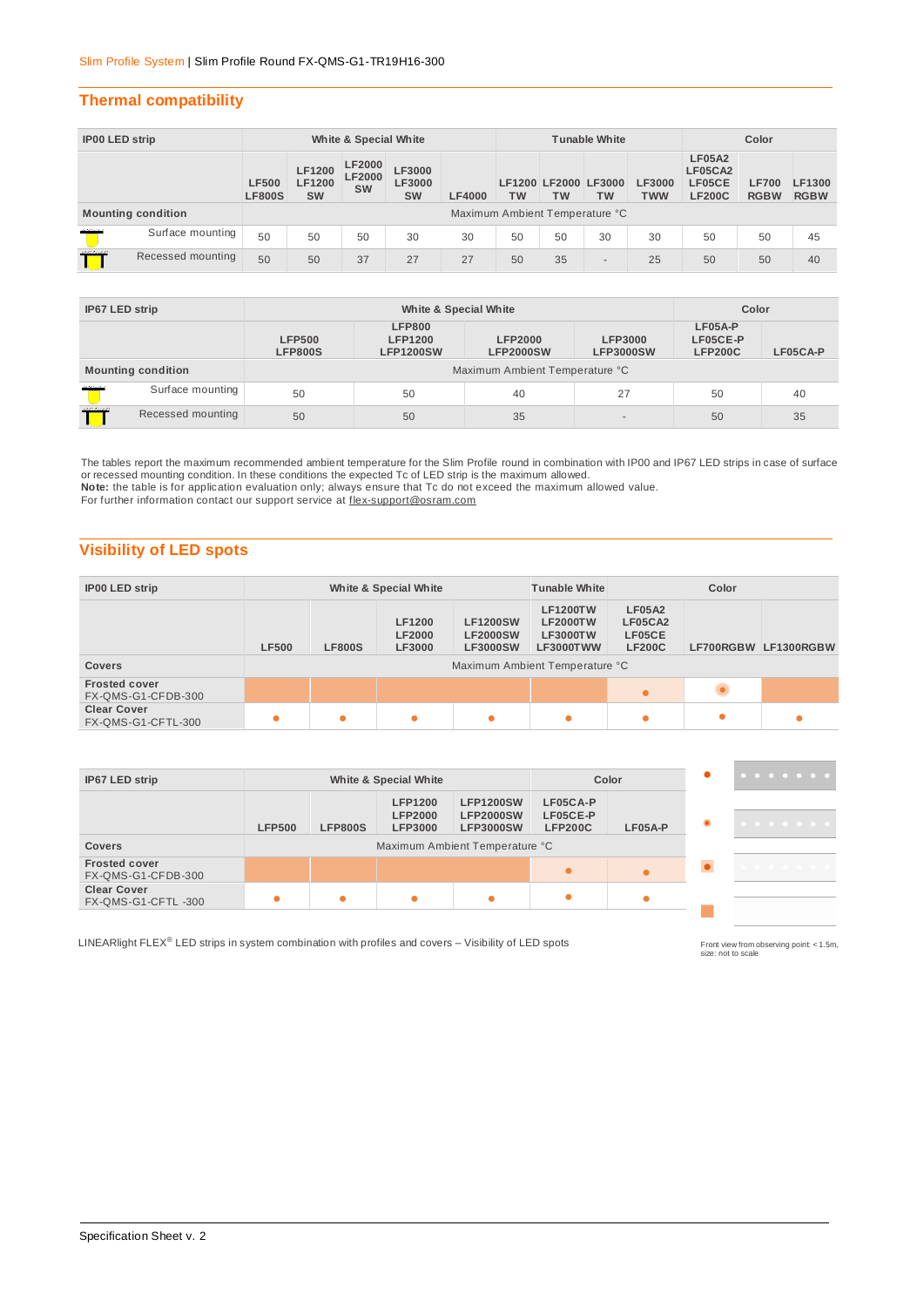## Thermal compatibility

| IP00 LED strip | | White & Special White | | | | | Tunable White | | | | Color | | |
|---|---|---|---|---|---|---|---|---|---|---|---|---|---|
| | | LF500 LF800S | LF1200 LF1200 SW | LF2000 LF2000 SW | LF3000 LF3000 SW | LF4000 | LF1200 TW | LF2000 TW | LF3000 TW | LF3000 TWW | LF05A2 LF05CA2 LF05CE LF200C | LF700 RGBW | LF1300 RGBW |
| Mounting condition | | Maximum Ambient Temperature °C | | | | | | | | | | | |
| | Surface mounting | 50 | 50 | 50 | 30 | 30 | 50 | 50 | 30 | 30 | 50 | 50 | 45 |
| | Recessed mounting | 50 | 50 | 37 | 27 | 27 | 50 | 35 | - | 25 | 50 | 50 | 40 |

| IP67 LED strip | | White & Special White | | | | Color | |
|---|---|---|---|---|---|---|---|
| | | LFP500 LFP800S | LFP800 LFP1200 LFP1200SW | LFP2000 LFP2000SW | LFP3000 LFP3000SW | LF05A-P LF05CE-P LFP200C | LF05CA-P |
| Mounting condition | | Maximum Ambient Temperature °C | | | | | |
| | Surface mounting | 50 | 50 | 40 | 27 | 50 | 40 |
| | Recessed mounting | 50 | 50 | 35 | - | 50 | 35 |

The tables report the maximum recommended ambient temperature for the Slim Profile round in combination with IP00 and IP67 LED strips in case of surface or recessed mounting condition. In these conditions the expected Tc of LED strip is the maximum allowed.
**Note:** the table is for application evaluation only; always ensure that Tc do not exceed the maximum allowed value.
For further information contact our support service at flex-support@osram.com

## Visibility of LED spots

| IP00 LED strip | White & Special White | | | | Tunable White | Color | | |
|---|---|---|---|---|---|---|---|---|
| | LF500 | LF800S | LF1200 LF2000 LF3000 | LF1200SW LF2000SW LF3000SW | LF1200TW LF2000TW LF3000TW LF3000TWW | LF05A2 LF05CA2 LF05CE LF200C | LF700RGBW | LF1300RGBW |
| Covers | Maximum Ambient Temperature °C | | | | | | | |
| Frosted cover FX-QMS-G1-CFDB-300 | ■ | ■ | ■ | ■ | ■ | ● | ◉ | ■ |
| Clear Cover FX-QMS-G1-CFTL-300 | ● | ● | ● | ● | ● | ● | ● | ● |

| IP67 LED strip | White & Special White | | | | Color | |
|---|---|---|---|---|---|---|
| | LFP500 | LFP800S | LFP1200 LFP2000 LFP3000 | LFP1200SW LFP2000SW LFP3000SW | LF05CA-P LF05CE-P LFP200C | LF05A-P |
| Covers | Maximum Ambient Temperature °C | | | | | |
| Frosted cover FX-QMS-G1-CFDB-300 | ■ | ■ | ■ | ■ | ● | ● |
| Clear Cover FX-QMS-G1-CFTL -300 | ● | ● | ● | ● | ● | ● |

LINEARlight FLEX® LED strips in system combination with profiles and covers – Visibility of LED spots

Front view from observing point: < 1.5m, size: not to scale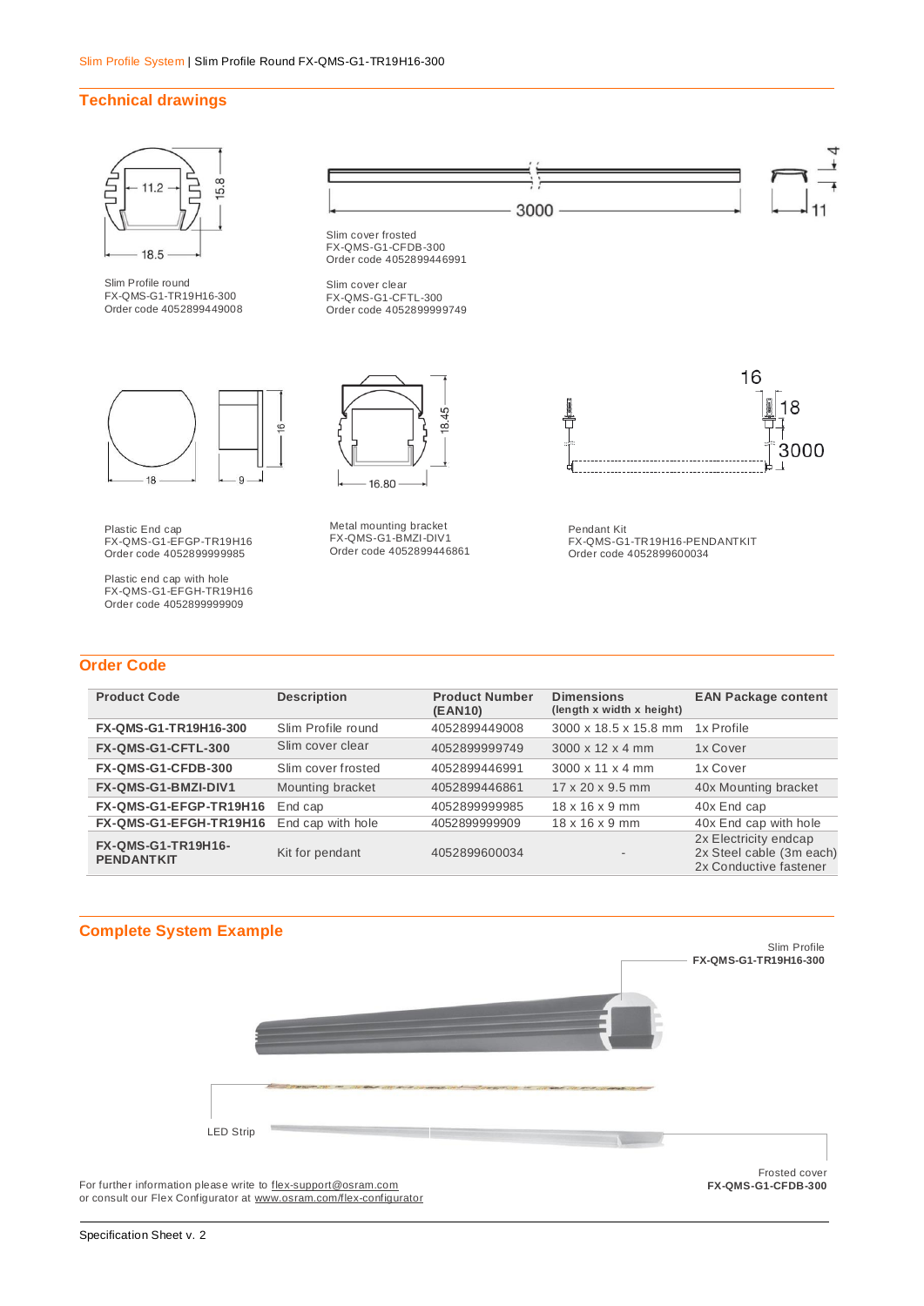## Technical drawings

Slim Profile round
FX-QMS-G1-TR19H16-300
Order code 4052899449008

Slim cover frosted
FX-QMS-G1-CFDB-300
Order code 4052899446991

Slim cover clear
FX-QMS-G1-CFTL-300
Order code 4052899999749

Plastic End cap
FX-QMS-G1-EFGP-TR19H16
Order code 4052899999985

Plastic end cap with hole
FX-QMS-G1-EFGH-TR19H16
Order code 4052899999909

Metal mounting bracket
FX-QMS-G1-BMZI-DIV1
Order code 4052899446861

Pendant Kit
FX-QMS-G1-TR19H16-PENDANTKIT
Order code 4052899600034

## Order Code

| Product Code | Description | Product Number (EAN10) | Dimensions (length x width x height) | EAN Package content |
|---|---|---|---|---|
| **FX-QMS-G1-TR19H16-300** | Slim Profile round | 4052899449008 | 3000 x 18.5 x 15.8 mm | 1x Profile |
| **FX-QMS-G1-CFTL-300** | Slim cover clear | 4052899999749 | 3000 x 12 x 4 mm | 1x Cover |
| **FX-QMS-G1-CFDB-300** | Slim cover frosted | 4052899446991 | 3000 x 11 x 4 mm | 1x Cover |
| **FX-QMS-G1-BMZI-DIV1** | Mounting bracket | 4052899446861 | 17 x 20 x 9.5 mm | 40x Mounting bracket |
| **FX-QMS-G1-EFGP-TR19H16** | End cap | 4052899999985 | 18 x 16 x 9 mm | 40x End cap |
| **FX-QMS-G1-EFGH-TR19H16** | End cap with hole | 4052899999909 | 18 x 16 x 9 mm | 40x End cap with hole |
| **FX-QMS-G1-TR19H16-PENDANTKIT** | Kit for pendant | 4052899600034 | - | 2x Electricity endcap<br>2x Steel cable (3m each)<br>2x Conductive fastener |

## Complete System Example

Slim Profile
**FX-QMS-G1-TR19H16-300**

LED Strip

Frosted cover
**FX-QMS-G1-CFDB-300**

For further information please write to flex-support@osram.com
or consult our Flex Configurator at www.osram.com/flex-configurator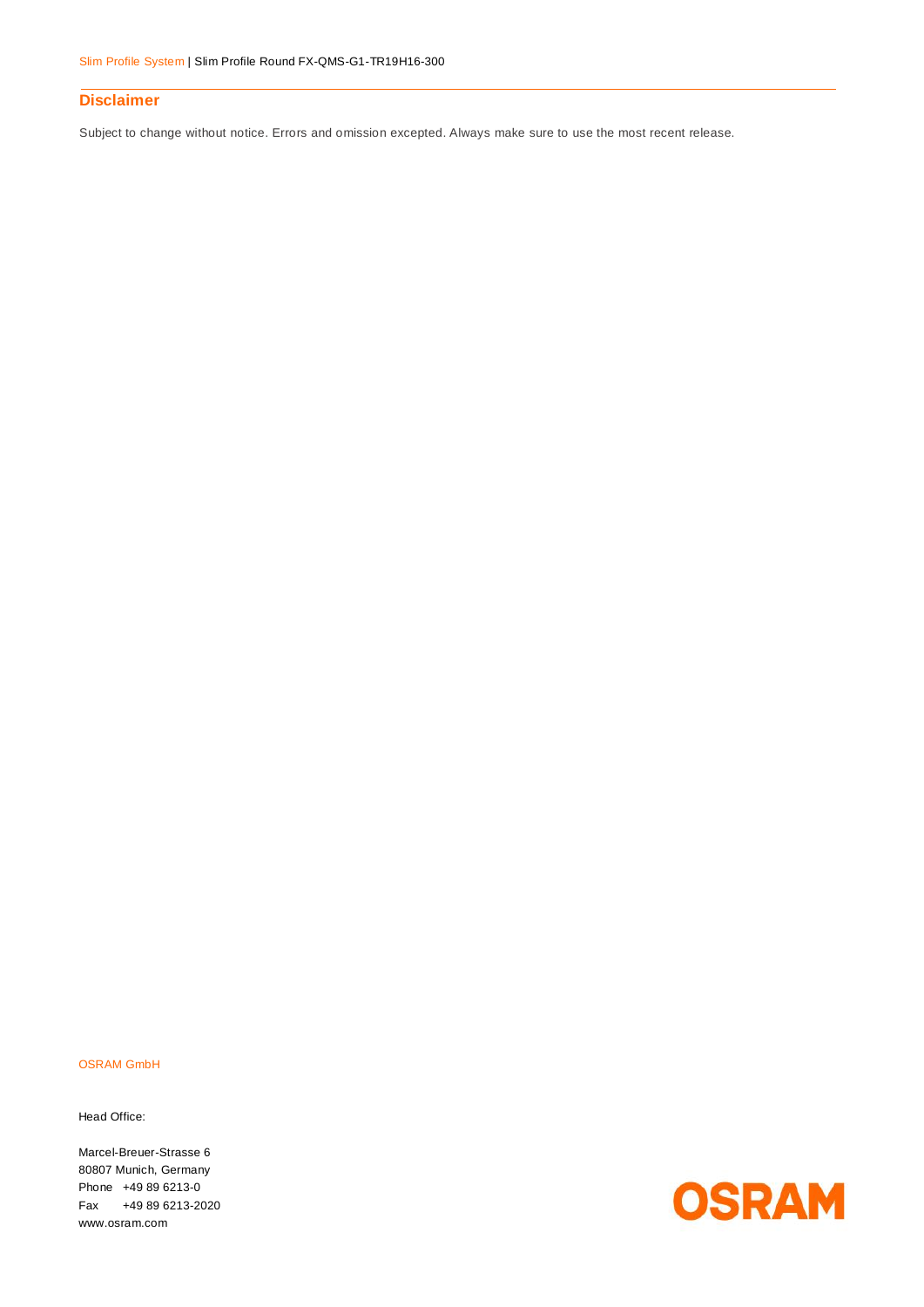## Disclaimer

Subject to change without notice. Errors and omission excepted. Always make sure to use the most recent release.

OSRAM GmbH

Head Office:

Marcel-Breuer-Strasse 6
80807 Munich, Germany
Phone +49 89 6213-0
Fax +49 89 6213-2020
www.osram.com